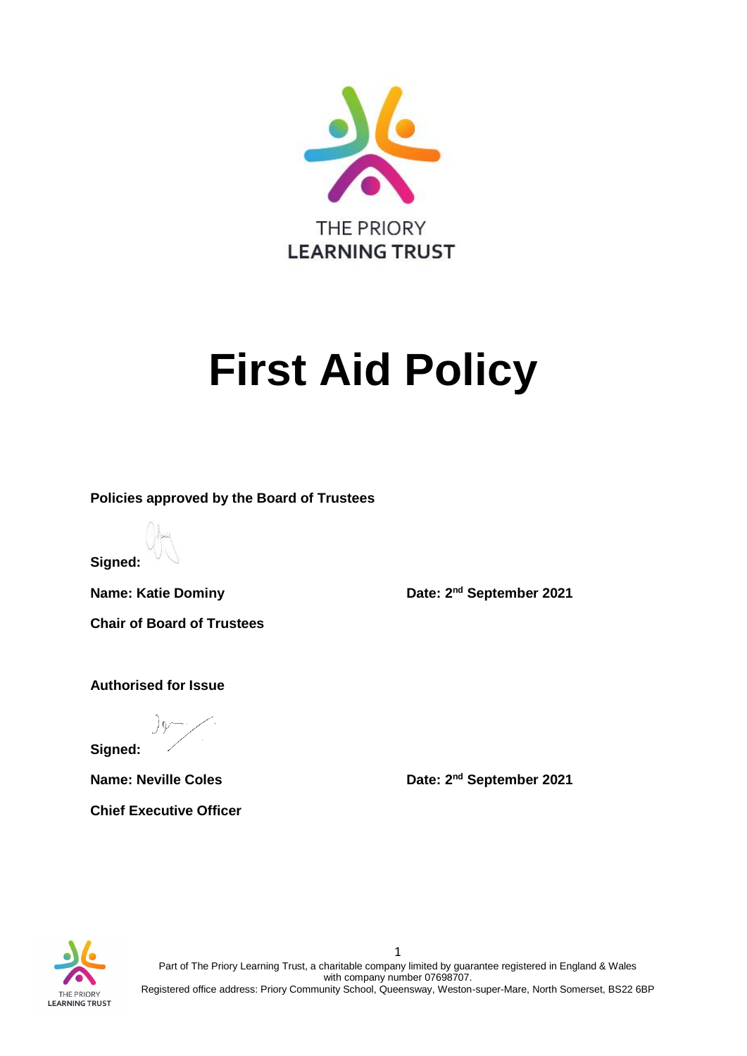THE PRIORY
LEARNING TRUST

# First Aid Policy

**Policies approved by the Board of Trustees**

**Signed:**

**Name: Katie Dominy**

**Date: 2nd September 2021**

**Chair of Board of Trustees**

**Authorised for Issue**

**Signed:**

**Name: Neville Coles**

**Date: 2nd September 2021**

**Chief Executive Officer**

Part of The Priory Learning Trust, a charitable company limited by guarantee registered in England & Wales with company number 07698707.
Registered office address: Priory Community School, Queensway, Weston-super-Mare, North Somerset, BS22 6BP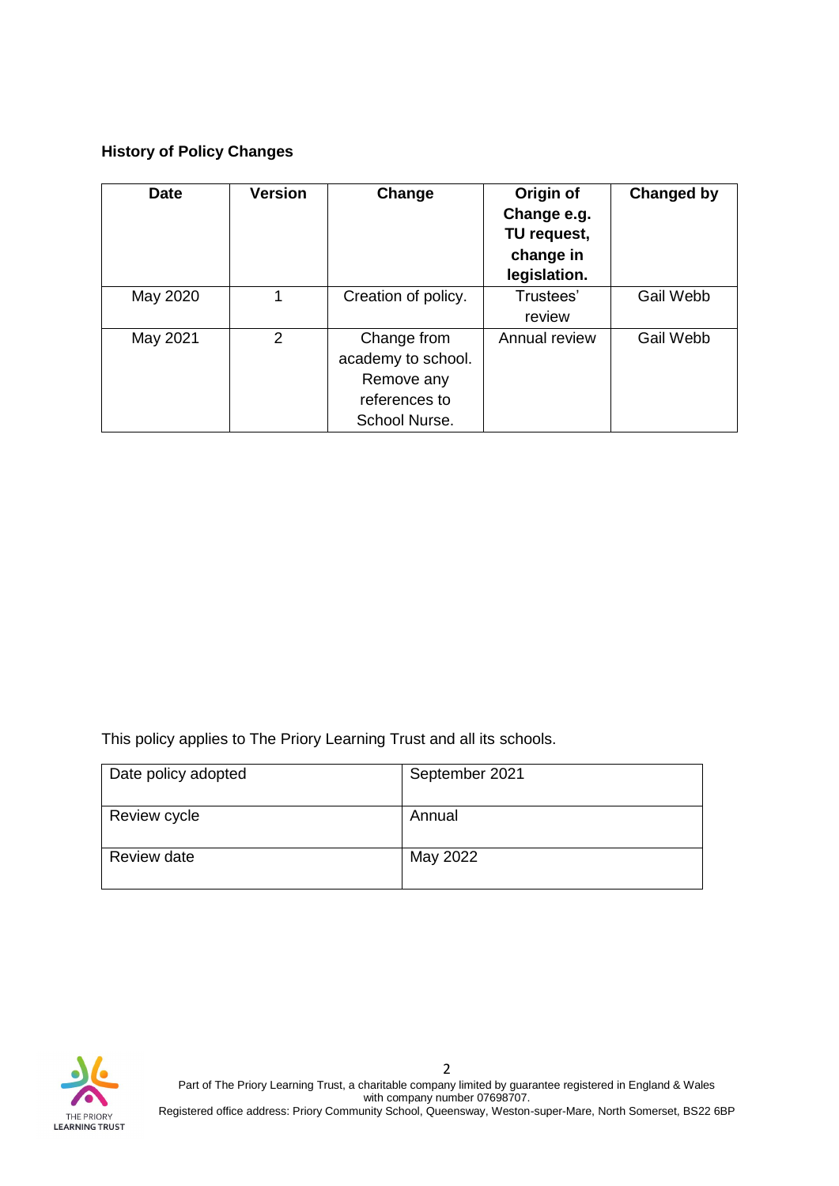**History of Policy Changes**

| Date | Version | Change | Origin of Change e.g. TU request, change in legislation. | Changed by |
|---|---|---|---|---|
| May 2020 | 1 | Creation of policy. | Trustees' review | Gail Webb |
| May 2021 | 2 | Change from academy to school. Remove any references to School Nurse. | Annual review | Gail Webb |

This policy applies to The Priory Learning Trust and all its schools.

| Date policy adopted | September 2021 |
|---|---|
| Review cycle | Annual |
| Review date | May 2022 |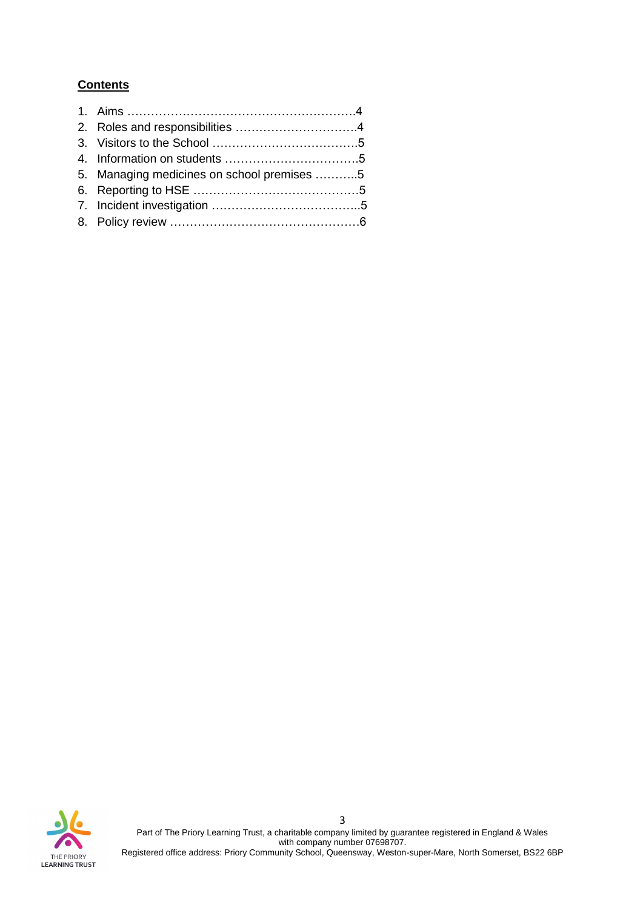**Contents**

1. Aims ………………………………………………….4
2. Roles and responsibilities ………………………….4
3. Visitors to the School ……………………………….5
4. Information on students ……………………………5
5. Managing medicines on school premises ………..5
6. Reporting to HSE ……………………………………5
7. Incident investigation ………………………………..5
8. Policy review …………………………………………6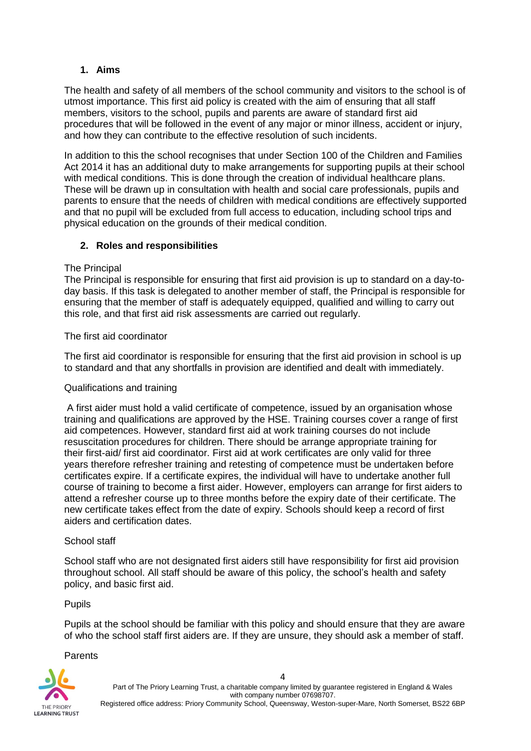## 1. Aims

The health and safety of all members of the school community and visitors to the school is of utmost importance. This first aid policy is created with the aim of ensuring that all staff members, visitors to the school, pupils and parents are aware of standard first aid procedures that will be followed in the event of any major or minor illness, accident or injury, and how they can contribute to the effective resolution of such incidents.

In addition to this the school recognises that under Section 100 of the Children and Families Act 2014 it has an additional duty to make arrangements for supporting pupils at their school with medical conditions. This is done through the creation of individual healthcare plans. These will be drawn up in consultation with health and social care professionals, pupils and parents to ensure that the needs of children with medical conditions are effectively supported and that no pupil will be excluded from full access to education, including school trips and physical education on the grounds of their medical condition.

## 2. Roles and responsibilities

The Principal

The Principal is responsible for ensuring that first aid provision is up to standard on a day-to-day basis. If this task is delegated to another member of staff, the Principal is responsible for ensuring that the member of staff is adequately equipped, qualified and willing to carry out this role, and that first aid risk assessments are carried out regularly.

The first aid coordinator

The first aid coordinator is responsible for ensuring that the first aid provision in school is up to standard and that any shortfalls in provision are identified and dealt with immediately.

Qualifications and training

A first aider must hold a valid certificate of competence, issued by an organisation whose training and qualifications are approved by the HSE. Training courses cover a range of first aid competences. However, standard first aid at work training courses do not include resuscitation procedures for children. There should be arrange appropriate training for their first-aid/ first aid coordinator. First aid at work certificates are only valid for three years therefore refresher training and retesting of competence must be undertaken before certificates expire. If a certificate expires, the individual will have to undertake another full course of training to become a first aider. However, employers can arrange for first aiders to attend a refresher course up to three months before the expiry date of their certificate. The new certificate takes effect from the date of expiry. Schools should keep a record of first aiders and certification dates.

School staff

School staff who are not designated first aiders still have responsibility for first aid provision throughout school. All staff should be aware of this policy, the school's health and safety policy, and basic first aid.

Pupils

Pupils at the school should be familiar with this policy and should ensure that they are aware of who the school staff first aiders are. If they are unsure, they should ask a member of staff.

Parents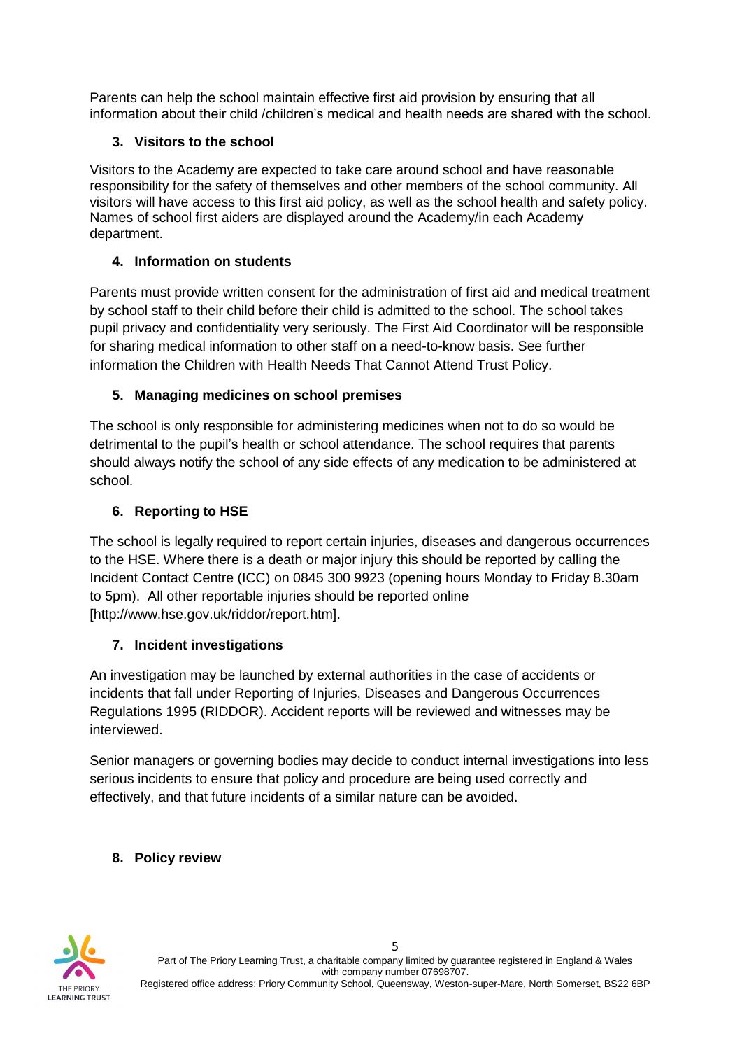Parents can help the school maintain effective first aid provision by ensuring that all information about their child /children's medical and health needs are shared with the school.

### 3. Visitors to the school

Visitors to the Academy are expected to take care around school and have reasonable responsibility for the safety of themselves and other members of the school community. All visitors will have access to this first aid policy, as well as the school health and safety policy. Names of school first aiders are displayed around the Academy/in each Academy department.

### 4. Information on students

Parents must provide written consent for the administration of first aid and medical treatment by school staff to their child before their child is admitted to the school. The school takes pupil privacy and confidentiality very seriously. The First Aid Coordinator will be responsible for sharing medical information to other staff on a need-to-know basis. See further information the Children with Health Needs That Cannot Attend Trust Policy.

### 5. Managing medicines on school premises

The school is only responsible for administering medicines when not to do so would be detrimental to the pupil's health or school attendance. The school requires that parents should always notify the school of any side effects of any medication to be administered at school.

### 6. Reporting to HSE

The school is legally required to report certain injuries, diseases and dangerous occurrences to the HSE. Where there is a death or major injury this should be reported by calling the Incident Contact Centre (ICC) on 0845 300 9923 (opening hours Monday to Friday 8.30am to 5pm). All other reportable injuries should be reported online [http://www.hse.gov.uk/riddor/report.htm].

### 7. Incident investigations

An investigation may be launched by external authorities in the case of accidents or incidents that fall under Reporting of Injuries, Diseases and Dangerous Occurrences Regulations 1995 (RIDDOR). Accident reports will be reviewed and witnesses may be interviewed.

Senior managers or governing bodies may decide to conduct internal investigations into less serious incidents to ensure that policy and procedure are being used correctly and effectively, and that future incidents of a similar nature can be avoided.

### 8. Policy review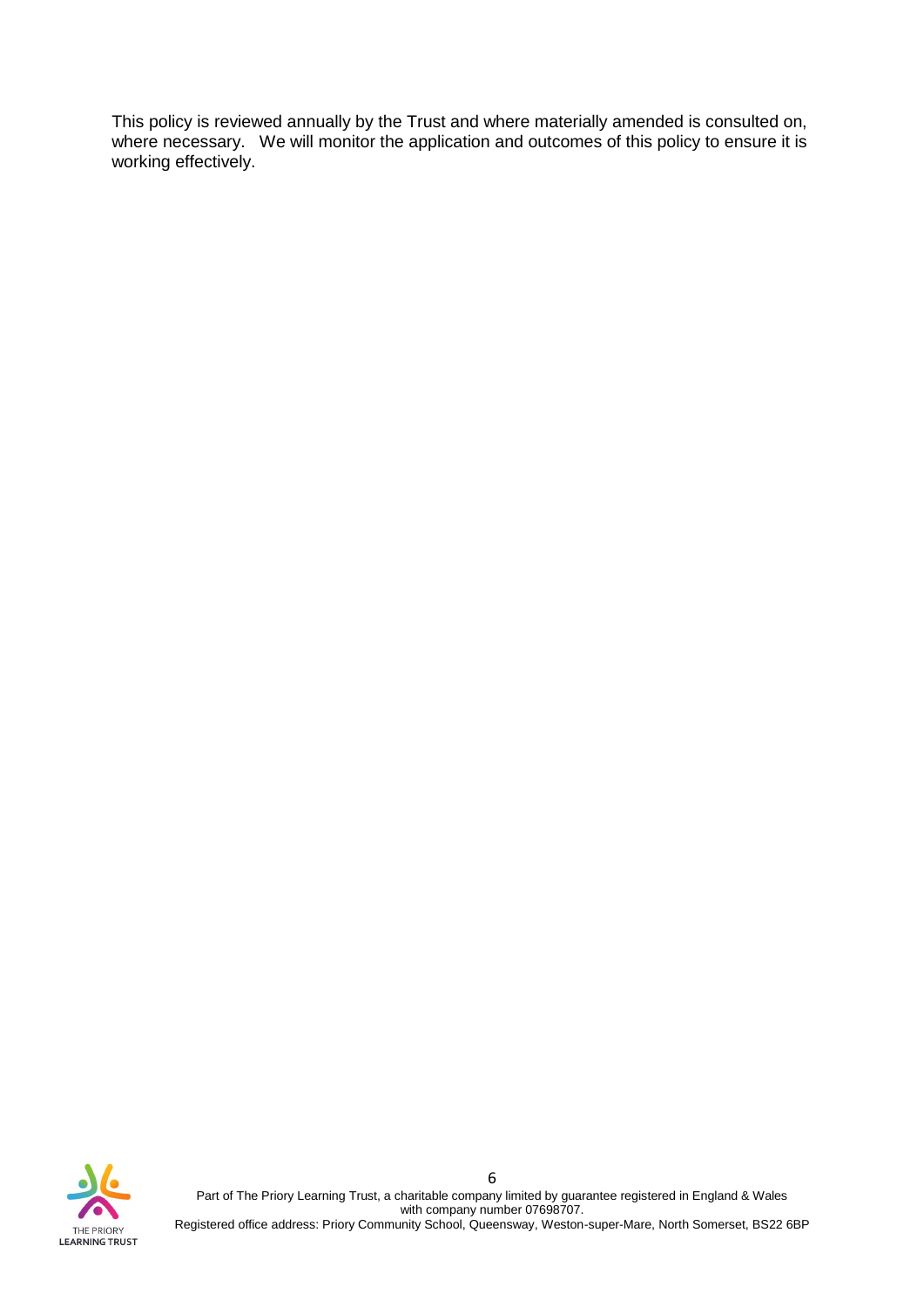This policy is reviewed annually by the Trust and where materially amended is consulted on, where necessary. We will monitor the application and outcomes of this policy to ensure it is working effectively.